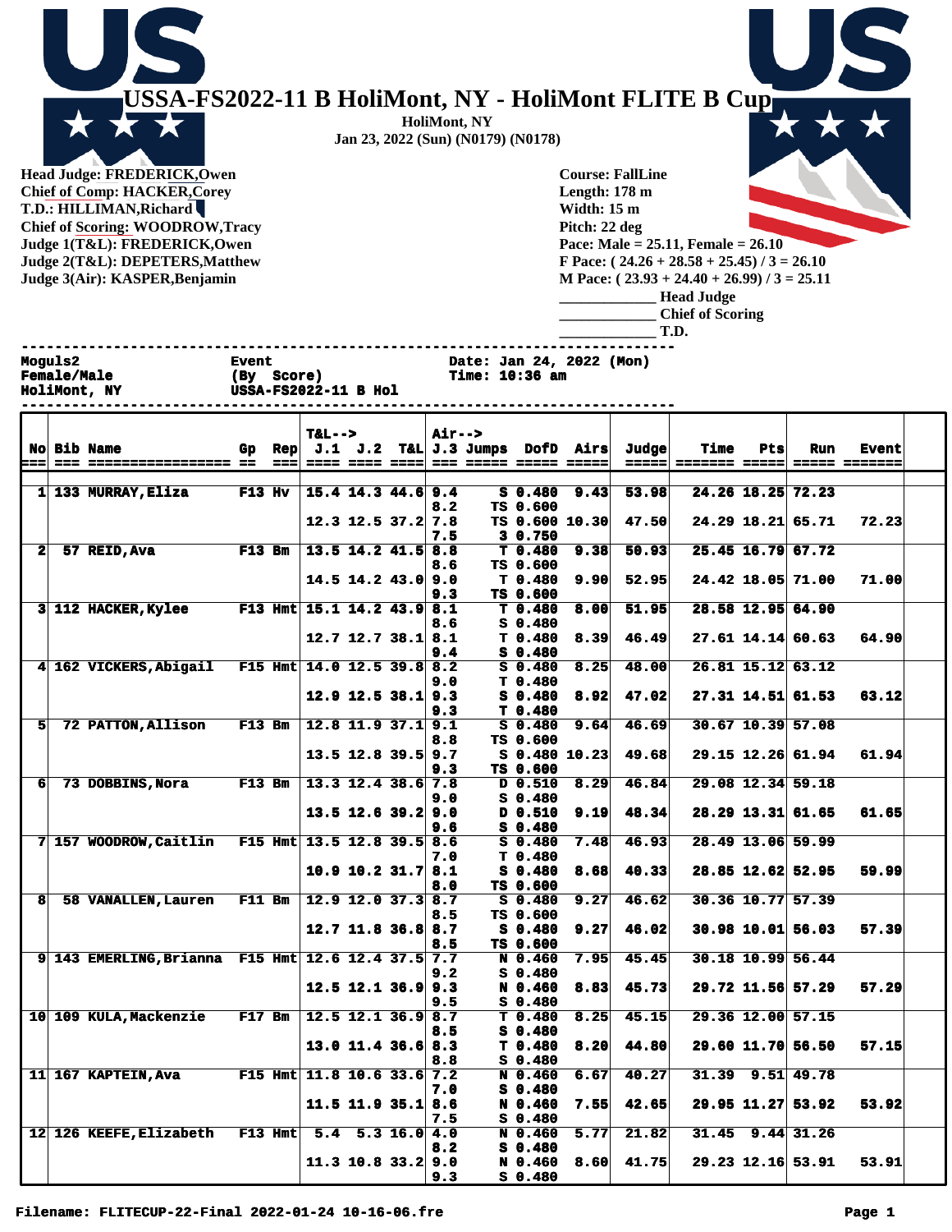# USSA-FS2022-11 B HoliMont, NY - HoliMont FLITE B Cup

**HoliMont, NY**
**Jan 23, 2022 (Sun) (N0179) (N0178)**

**Head Judge: FREDERICK,Owen**
**Chief of Comp: HACKER,Corey**
**T.D.: HILLIMAN,Richard**
**Chief of Scoring: WOODROW,Tracy**
**Judge 1(T&L): FREDERICK,Owen**
**Judge 2(T&L): DEPETERS,Matthew**
**Judge 3(Air): KASPER,Benjamin**

**Course: FallLine**
**Length: 178 m**
**Width: 15 m**
**Pitch: 22 deg**
**Pace: Male = 25.11, Female = 26.10**
**F Pace: ( 24.26 + 28.58 + 25.45) / 3 = 26.10**
**M Pace: ( 23.93 + 24.40 + 26.99) / 3 = 25.11**
**____________ Head Judge**
**____________ Chief of Scoring**
**____________ T.D.**

```
Moguls2              Event                 Date: Jan 24, 2022 (Mon)
Female/Male          (By  Score)           Time: 10:36 am
HoliMont, NY         USSA-FS2022-11 B Hol
```

| No | Bib | Name | Gp | Rep | T&L--> J.1 | J.2 | T&L | Air--> J.3 | Jumps | DofD | Airs | Judge | Time | Pts | Run | Event |
|---|---|---|---|---|---|---|---|---|---|---|---|---|---|---|---|---|
| 1 | 133 | MURRAY,Eliza | F13 | Hv | 15.4 | 14.3 | 44.6 | 9.4 | S | 0.480 | 9.43 | 53.98 | 24.26 | 18.25 | 72.23 | |
| | | | | | | | | 8.2 | TS | 0.600 | | | | | | |
| | | | | | 12.3 | 12.5 | 37.2 | 7.8 | TS | 0.600 | 10.30 | 47.50 | 24.29 | 18.21 | 65.71 | 72.23 |
| | | | | | | | | 7.5 | 3 | 0.750 | | | | | | |
| 2 | 57 | REID,Ava | F13 | Bm | 13.5 | 14.2 | 41.5 | 8.8 | T | 0.480 | 9.38 | 50.93 | 25.45 | 16.79 | 67.72 | |
| | | | | | | | | 8.6 | TS | 0.600 | | | | | | |
| | | | | | 14.5 | 14.2 | 43.0 | 9.0 | T | 0.480 | 9.90 | 52.95 | 24.42 | 18.05 | 71.00 | 71.00 |
| | | | | | | | | 9.3 | TS | 0.600 | | | | | | |
| 3 | 112 | HACKER,Kylee | F13 | Hmt | 15.1 | 14.2 | 43.9 | 8.1 | T | 0.480 | 8.00 | 51.95 | 28.58 | 12.95 | 64.90 | |
| | | | | | | | | 8.6 | S | 0.480 | | | | | | |
| | | | | | 12.7 | 12.7 | 38.1 | 8.1 | T | 0.480 | 8.39 | 46.49 | 27.61 | 14.14 | 60.63 | 64.90 |
| | | | | | | | | 9.4 | S | 0.480 | | | | | | |
| 4 | 162 | VICKERS,Abigail | F15 | Hmt | 14.0 | 12.5 | 39.8 | 8.2 | S | 0.480 | 8.25 | 48.00 | 26.81 | 15.12 | 63.12 | |
| | | | | | | | | 9.0 | T | 0.480 | | | | | | |
| | | | | | 12.9 | 12.5 | 38.1 | 9.3 | S | 0.480 | 8.92 | 47.02 | 27.31 | 14.51 | 61.53 | 63.12 |
| | | | | | | | | 9.3 | T | 0.480 | | | | | | |
| 5 | 72 | PATTON,Allison | F13 | Bm | 12.8 | 11.9 | 37.1 | 9.1 | S | 0.480 | 9.64 | 46.69 | 30.67 | 10.39 | 57.08 | |
| | | | | | | | | 8.8 | TS | 0.600 | | | | | | |
| | | | | | 13.5 | 12.8 | 39.5 | 9.7 | S | 0.480 | 10.23 | 49.68 | 29.15 | 12.26 | 61.94 | 61.94 |
| | | | | | | | | 9.3 | TS | 0.600 | | | | | | |
| 6 | 73 | DOBBINS,Nora | F13 | Bm | 13.3 | 12.4 | 38.6 | 7.8 | D | 0.510 | 8.29 | 46.84 | 29.08 | 12.34 | 59.18 | |
| | | | | | | | | 9.0 | S | 0.480 | | | | | | |
| | | | | | 13.5 | 12.6 | 39.2 | 9.0 | D | 0.510 | 9.19 | 48.34 | 28.29 | 13.31 | 61.65 | 61.65 |
| | | | | | | | | 9.6 | S | 0.480 | | | | | | |
| 7 | 157 | WOODROW,Caitlin | F15 | Hmt | 13.5 | 12.8 | 39.5 | 8.6 | S | 0.480 | 7.48 | 46.93 | 28.49 | 13.06 | 59.99 | |
| | | | | | | | | 7.0 | T | 0.480 | | | | | | |
| | | | | | 10.9 | 10.2 | 31.7 | 8.1 | S | 0.480 | 8.68 | 40.33 | 28.85 | 12.62 | 52.95 | 59.99 |
| | | | | | | | | 8.0 | TS | 0.600 | | | | | | |
| 8 | 58 | VANALLEN,Lauren | F11 | Bm | 12.9 | 12.0 | 37.3 | 8.7 | S | 0.480 | 9.27 | 46.62 | 30.36 | 10.77 | 57.39 | |
| | | | | | | | | 8.5 | TS | 0.600 | | | | | | |
| | | | | | 12.7 | 11.8 | 36.8 | 8.7 | S | 0.480 | 9.27 | 46.02 | 30.98 | 10.01 | 56.03 | 57.39 |
| | | | | | | | | 8.5 | TS | 0.600 | | | | | | |
| 9 | 143 | EMERLING,Brianna | F15 | Hmt | 12.6 | 12.4 | 37.5 | 7.7 | N | 0.460 | 7.95 | 45.45 | 30.18 | 10.99 | 56.44 | |
| | | | | | | | | 9.2 | S | 0.480 | | | | | | |
| | | | | | 12.5 | 12.1 | 36.9 | 9.3 | N | 0.460 | 8.83 | 45.73 | 29.72 | 11.56 | 57.29 | 57.29 |
| | | | | | | | | 9.5 | S | 0.480 | | | | | | |
| 10 | 109 | KULA,Mackenzie | F17 | Bm | 12.5 | 12.1 | 36.9 | 8.7 | T | 0.480 | 8.25 | 45.15 | 29.36 | 12.00 | 57.15 | |
| | | | | | | | | 8.5 | S | 0.480 | | | | | | |
| | | | | | 13.0 | 11.4 | 36.6 | 8.3 | T | 0.480 | 8.20 | 44.80 | 29.60 | 11.70 | 56.50 | 57.15 |
| | | | | | | | | 8.8 | S | 0.480 | | | | | | |
| 11 | 167 | KAPTEIN,Ava | F15 | Hmt | 11.8 | 10.6 | 33.6 | 7.2 | N | 0.460 | 6.67 | 40.27 | 31.39 | 9.51 | 49.78 | |
| | | | | | | | | 7.0 | S | 0.480 | | | | | | |
| | | | | | 11.5 | 11.9 | 35.1 | 8.6 | N | 0.460 | 7.55 | 42.65 | 29.95 | 11.27 | 53.92 | 53.92 |
| | | | | | | | | 7.5 | S | 0.480 | | | | | | |
| 12 | 126 | KEEFE,Elizabeth | F13 | Hmt | 5.4 | 5.3 | 16.0 | 4.0 | N | 0.460 | 5.77 | 21.82 | 31.45 | 9.44 | 31.26 | |
| | | | | | | | | 8.2 | S | 0.480 | | | | | | |
| | | | | | 11.3 | 10.8 | 33.2 | 9.0 | N | 0.460 | 8.60 | 41.75 | 29.23 | 12.16 | 53.91 | 53.91 |
| | | | | | | | | 9.3 | S | 0.480 | | | | | | |

Filename: FLITECUP-22-Final 2022-01-24 10-16-06.fre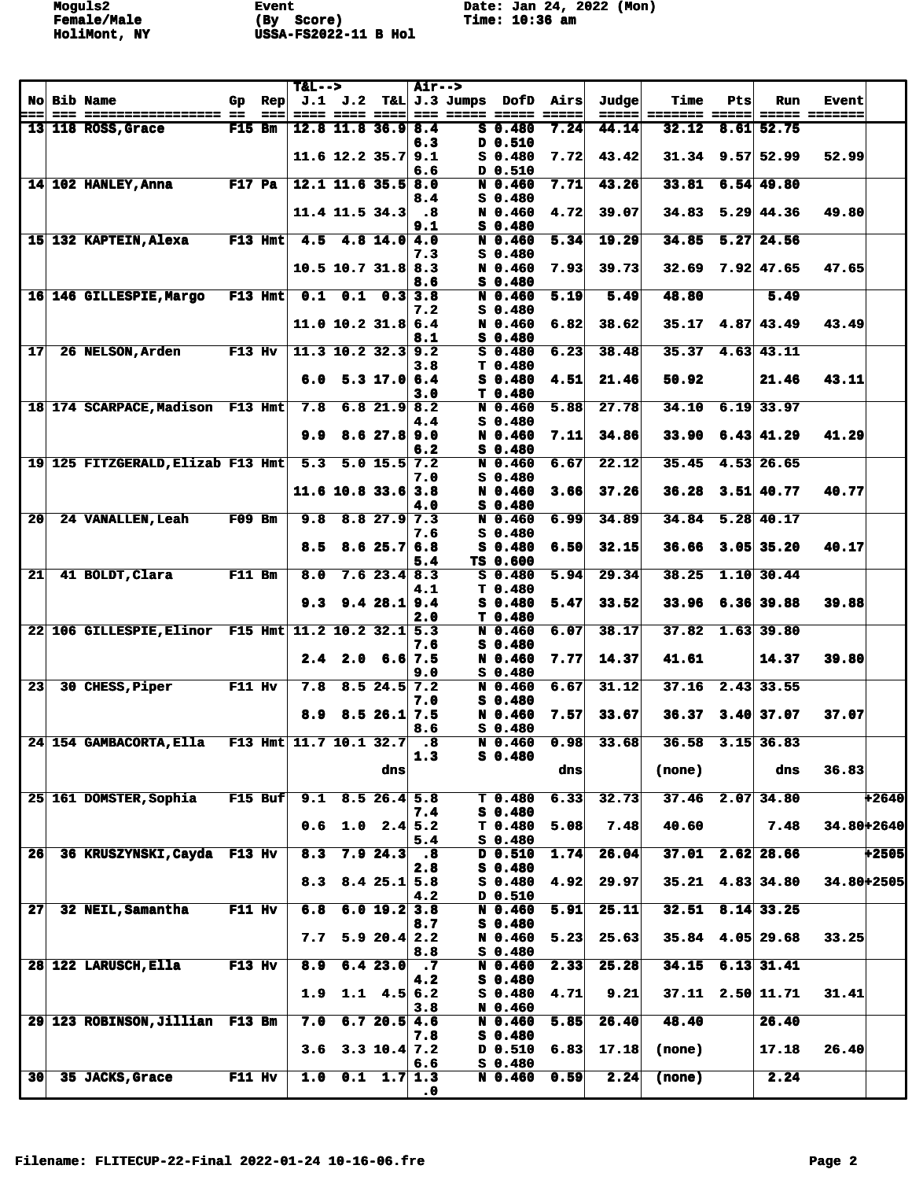Moguls2 Female/Male HoliMont, NY

Event (By Score) USSA-FS2022-11 B Hol

Date: Jan 24, 2022 (Mon) Time: 10:36 am

| No | Bib | Name | Gp | Rep | T&L--> J.1 | J.2 | T&L | Air--> J.3 | Jumps | DofD | Airs | Judge | Time | Pts | Run | Event | |
|---|---|---|---|---|---|---|---|---|---|---|---|---|---|---|---|---|---|
| 13 | 118 | ROSS,Grace | F15 | Bm | 12.8 | 11.8 | 36.9 | 8.4 | S | 0.480 | 7.24 | 44.14 | 32.12 | 8.61 | 52.75 | | |
| | | | | | | | | 6.3 | D | 0.510 | | | | | | | |
| | | | | | 11.6 | 12.2 | 35.7 | 9.1 | S | 0.480 | 7.72 | 43.42 | 31.34 | 9.57 | 52.99 | 52.99 | |
| | | | | | | | | 6.6 | D | 0.510 | | | | | | | |
| 14 | 102 | HANLEY,Anna | F17 | Pa | 12.1 | 11.6 | 35.5 | 8.0 | N | 0.460 | 7.71 | 43.26 | 33.81 | 6.54 | 49.80 | | |
| | | | | | | | | 8.4 | S | 0.480 | | | | | | | |
| | | | | | 11.4 | 11.5 | 34.3 | .8 | N | 0.460 | 4.72 | 39.07 | 34.83 | 5.29 | 44.36 | 49.80 | |
| | | | | | | | | 9.1 | S | 0.480 | | | | | | | |
| 15 | 132 | KAPTEIN,Alexa | F13 | Hmt | 4.5 | 4.8 | 14.0 | 4.0 | N | 0.460 | 5.34 | 19.29 | 34.85 | 5.27 | 24.56 | | |
| | | | | | | | | 7.3 | S | 0.480 | | | | | | | |
| | | | | | 10.5 | 10.7 | 31.8 | 8.3 | N | 0.460 | 7.93 | 39.73 | 32.69 | 7.92 | 47.65 | 47.65 | |
| | | | | | | | | 8.6 | S | 0.480 | | | | | | | |
| 16 | 146 | GILLESPIE,Margo | F13 | Hmt | 0.1 | 0.1 | 0.3 | 3.8 | N | 0.460 | 5.19 | 5.49 | 48.80 | | 5.49 | | |
| | | | | | | | | 7.2 | S | 0.480 | | | | | | | |
| | | | | | 11.0 | 10.2 | 31.8 | 6.4 | N | 0.460 | 6.82 | 38.62 | 35.17 | 4.87 | 43.49 | 43.49 | |
| | | | | | | | | 8.1 | S | 0.480 | | | | | | | |
| 17 | 26 | NELSON,Arden | F13 | Hv | 11.3 | 10.2 | 32.3 | 9.2 | S | 0.480 | 6.23 | 38.48 | 35.37 | 4.63 | 43.11 | | |
| | | | | | | | | 3.8 | T | 0.480 | | | | | | | |
| | | | | | 6.0 | 5.3 | 17.0 | 6.4 | S | 0.480 | 4.51 | 21.46 | 50.92 | | 21.46 | 43.11 | |
| | | | | | | | | 3.0 | T | 0.480 | | | | | | | |
| 18 | 174 | SCARPACE,Madison | F13 | Hmt | 7.8 | 6.8 | 21.9 | 8.2 | N | 0.460 | 5.88 | 27.78 | 34.10 | 6.19 | 33.97 | | |
| | | | | | | | | 4.4 | S | 0.480 | | | | | | | |
| | | | | | 9.9 | 8.6 | 27.8 | 9.0 | N | 0.460 | 7.11 | 34.86 | 33.90 | 6.43 | 41.29 | 41.29 | |
| | | | | | | | | 6.2 | S | 0.480 | | | | | | | |
| 19 | 125 | FITZGERALD,Elizab | F13 | Hmt | 5.3 | 5.0 | 15.5 | 7.2 | N | 0.460 | 6.67 | 22.12 | 35.45 | 4.53 | 26.65 | | |
| | | | | | | | | 7.0 | S | 0.480 | | | | | | | |
| | | | | | 11.6 | 10.8 | 33.6 | 3.8 | N | 0.460 | 3.66 | 37.26 | 36.28 | 3.51 | 40.77 | 40.77 | |
| | | | | | | | | 4.0 | S | 0.480 | | | | | | | |
| 20 | 24 | VANALLEN,Leah | F09 | Bm | 9.8 | 8.8 | 27.9 | 7.3 | N | 0.460 | 6.99 | 34.89 | 34.84 | 5.28 | 40.17 | | |
| | | | | | | | | 7.6 | S | 0.480 | | | | | | | |
| | | | | | 8.5 | 8.6 | 25.7 | 6.8 | S | 0.480 | 6.50 | 32.15 | 36.66 | 3.05 | 35.20 | 40.17 | |
| | | | | | | | | 5.4 | TS | 0.600 | | | | | | | |
| 21 | 41 | BOLDT,Clara | F11 | Bm | 8.0 | 7.6 | 23.4 | 8.3 | S | 0.480 | 5.94 | 29.34 | 38.25 | 1.10 | 30.44 | | |
| | | | | | | | | 4.1 | T | 0.480 | | | | | | | |
| | | | | | 9.3 | 9.4 | 28.1 | 9.4 | S | 0.480 | 5.47 | 33.52 | 33.96 | 6.36 | 39.88 | 39.88 | |
| | | | | | | | | 2.0 | T | 0.480 | | | | | | | |
| 22 | 106 | GILLESPIE,Elinor | F15 | Hmt | 11.2 | 10.2 | 32.1 | 5.3 | N | 0.460 | 6.07 | 38.17 | 37.82 | 1.63 | 39.80 | | |
| | | | | | | | | 7.6 | S | 0.480 | | | | | | | |
| | | | | | 2.4 | 2.0 | 6.6 | 7.5 | N | 0.460 | 7.77 | 14.37 | 41.61 | | 14.37 | 39.80 | |
| | | | | | | | | 9.0 | S | 0.480 | | | | | | | |
| 23 | 30 | CHESS,Piper | F11 | Hv | 7.8 | 8.5 | 24.5 | 7.2 | N | 0.460 | 6.67 | 31.12 | 37.16 | 2.43 | 33.55 | | |
| | | | | | | | | 7.0 | S | 0.480 | | | | | | | |
| | | | | | 8.9 | 8.5 | 26.1 | 7.5 | N | 0.460 | 7.57 | 33.67 | 36.37 | 3.40 | 37.07 | 37.07 | |
| | | | | | | | | 8.6 | S | 0.480 | | | | | | | |
| 24 | 154 | GAMBACORTA,Ella | F13 | Hmt | 11.7 | 10.1 | 32.7 | .8 | N | 0.460 | 0.98 | 33.68 | 36.58 | 3.15 | 36.83 | | |
| | | | | | | | | 1.3 | S | 0.480 | | | | | | | |
| | | | | | | | dns | | | | dns | | (none) | | dns | 36.83 | |
| 25 | 161 | DOMSTER,Sophia | F15 | Buf | 9.1 | 8.5 | 26.4 | 5.8 | T | 0.480 | 6.33 | 32.73 | 37.46 | 2.07 | 34.80 | | +2640 |
| | | | | | | | | 7.4 | S | 0.480 | | | | | | | |
| | | | | | 0.6 | 1.0 | 2.4 | 5.2 | T | 0.480 | 5.08 | 7.48 | 40.60 | | 7.48 | 34.80 | +2640 |
| | | | | | | | | 5.4 | S | 0.480 | | | | | | | |
| 26 | 36 | KRUSZYNSKI,Cayda | F13 | Hv | 8.3 | 7.9 | 24.3 | .8 | D | 0.510 | 1.74 | 26.04 | 37.01 | 2.62 | 28.66 | | +2505 |
| | | | | | | | | 2.8 | S | 0.480 | | | | | | | |
| | | | | | 8.3 | 8.4 | 25.1 | 5.8 | S | 0.480 | 4.92 | 29.97 | 35.21 | 4.83 | 34.80 | 34.80 | +2505 |
| | | | | | | | | 4.2 | D | 0.510 | | | | | | | |
| 27 | 32 | NEIL,Samantha | F11 | Hv | 6.8 | 6.0 | 19.2 | 3.8 | N | 0.460 | 5.91 | 25.11 | 32.51 | 8.14 | 33.25 | | |
| | | | | | | | | 8.7 | S | 0.480 | | | | | | | |
| | | | | | 7.7 | 5.9 | 20.4 | 2.2 | N | 0.460 | 5.23 | 25.63 | 35.84 | 4.05 | 29.68 | 33.25 | |
| | | | | | | | | 8.8 | S | 0.480 | | | | | | | |
| 28 | 122 | LARUSCH,Ella | F13 | Hv | 8.9 | 6.4 | 23.0 | .7 | N | 0.460 | 2.33 | 25.28 | 34.15 | 6.13 | 31.41 | | |
| | | | | | | | | 4.2 | S | 0.480 | | | | | | | |
| | | | | | 1.9 | 1.1 | 4.5 | 6.2 | S | 0.480 | 4.71 | 9.21 | 37.11 | 2.50 | 11.71 | 31.41 | |
| | | | | | | | | 3.8 | N | 0.460 | | | | | | | |
| 29 | 123 | ROBINSON,Jillian | F13 | Bm | 7.0 | 6.7 | 20.5 | 4.6 | N | 0.460 | 5.85 | 26.40 | 48.40 | | 26.40 | | |
| | | | | | | | | 7.8 | S | 0.480 | | | | | | | |
| | | | | | 3.6 | 3.3 | 10.4 | 7.2 | D | 0.510 | 6.83 | 17.18 | (none) | | 17.18 | 26.40 | |
| | | | | | | | | 6.6 | S | 0.480 | | | | | | | |
| 30 | 35 | JACKS,Grace | F11 | Hv | 1.0 | 0.1 | 1.7 | 1.3 | N | 0.460 | 0.59 | 2.24 | (none) | | 2.24 | | |
| | | | | | | | | .0 | | | | | | | | | |

Filename: FLITECUP-22-Final 2022-01-24 10-16-06.fre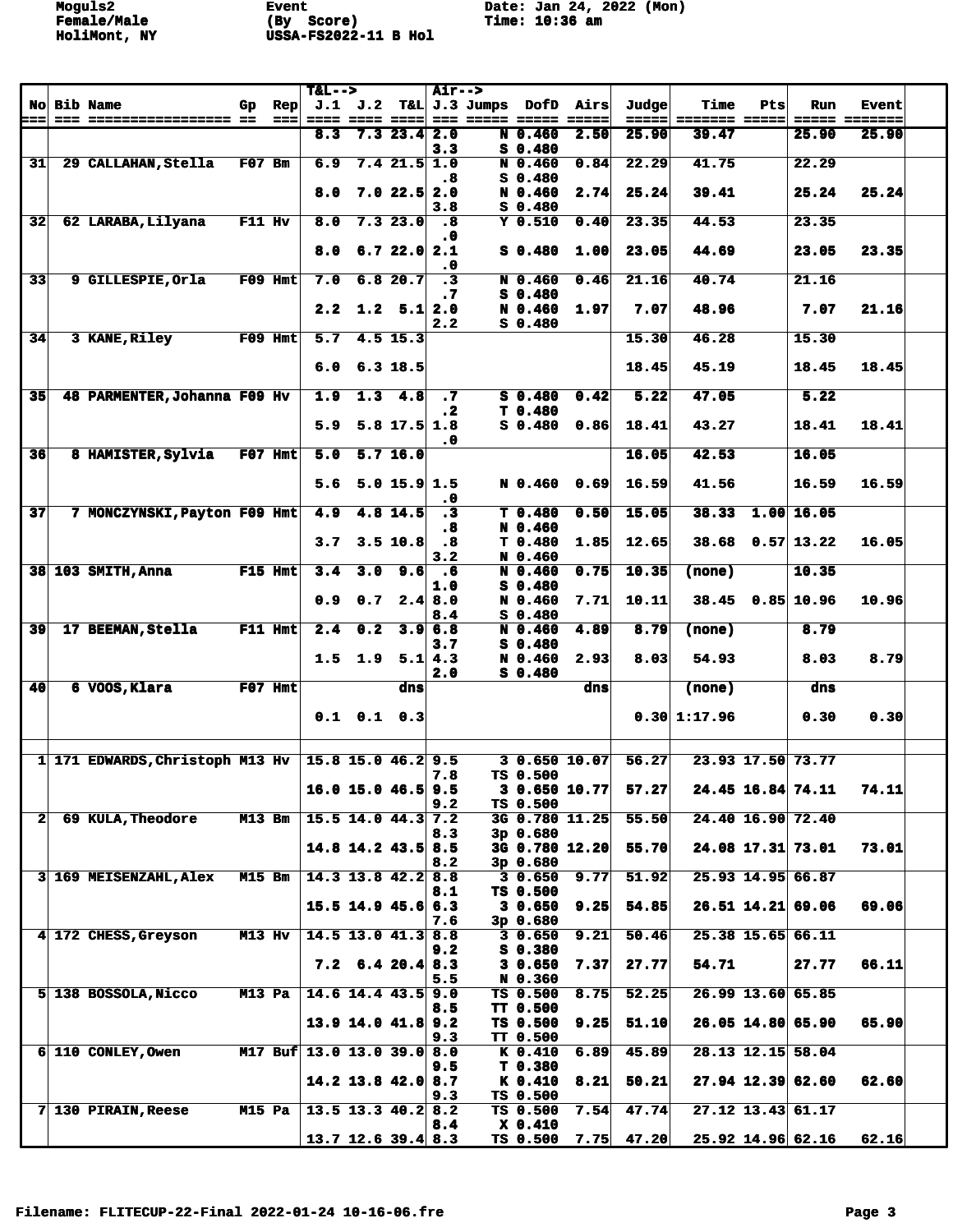Moguls2
Female/Male
HoliMont, NY

Event
(By Score)
USSA-FS2022-11 B Hol

Date: Jan 24, 2022 (Mon)
Time: 10:36 am

| No | Bib | Name | Gp | Rep | T&L--> J.1 | J.2 | T&L | Air--> J.3 | Jumps | DofD | Airs | Judge | Time | Pts | Run | Event |
|---|---|---|---|---|---|---|---|---|---|---|---|---|---|---|---|---|
| | | | | | 8.3 | 7.3 | 23.4 | 2.0 | N | 0.460 | 2.50 | 25.90 | 39.47 | | 25.90 | 25.90 |
| | | | | | | | | 3.3 | S | 0.480 | | | | | | |
| 31 | 29 | CALLAHAN,Stella | F07 | Bm | 6.9 | 7.4 | 21.5 | 1.0 | N | 0.460 | 0.84 | 22.29 | 41.75 | | 22.29 | |
| | | | | | | | | .8 | S | 0.480 | | | | | | |
| | | | | | 8.0 | 7.0 | 22.5 | 2.0 | N | 0.460 | 2.74 | 25.24 | 39.41 | | 25.24 | 25.24 |
| | | | | | | | | 3.8 | S | 0.480 | | | | | | |
| 32 | 62 | LARABA,Lilyana | F11 | Hv | 8.0 | 7.3 | 23.0 | .8 | Y | 0.510 | 0.40 | 23.35 | 44.53 | | 23.35 | |
| | | | | | | | | .0 | | | | | | | | |
| | | | | | 8.0 | 6.7 | 22.0 | 2.1 | S | 0.480 | 1.00 | 23.05 | 44.69 | | 23.05 | 23.35 |
| | | | | | | | | .0 | | | | | | | | |
| 33 | 9 | GILLESPIE,Orla | F09 | Hmt | 7.0 | 6.8 | 20.7 | .3 | N | 0.460 | 0.46 | 21.16 | 40.74 | | 21.16 | |
| | | | | | | | | .7 | S | 0.480 | | | | | | |
| | | | | | 2.2 | 1.2 | 5.1 | 2.0 | N | 0.460 | 1.97 | 7.07 | 48.96 | | 7.07 | 21.16 |
| | | | | | | | | 2.2 | S | 0.480 | | | | | | |
| 34 | 3 | KANE,Riley | F09 | Hmt | 5.7 | 4.5 | 15.3 | | | | | 15.30 | 46.28 | | 15.30 | |
| | | | | | 6.0 | 6.3 | 18.5 | | | | | 18.45 | 45.19 | | 18.45 | 18.45 |
| 35 | 48 | PARMENTER,Johanna | F09 | Hv | 1.9 | 1.3 | 4.8 | .7 | S | 0.480 | 0.42 | 5.22 | 47.05 | | 5.22 | |
| | | | | | | | | .2 | T | 0.480 | | | | | | |
| | | | | | 5.9 | 5.8 | 17.5 | 1.8 | S | 0.480 | 0.86 | 18.41 | 43.27 | | 18.41 | 18.41 |
| | | | | | | | | .0 | | | | | | | | |
| 36 | 8 | HAMISTER,Sylvia | F07 | Hmt | 5.0 | 5.7 | 16.0 | | | | | 16.05 | 42.53 | | 16.05 | |
| | | | | | 5.6 | 5.0 | 15.9 | 1.5 | N | 0.460 | 0.69 | 16.59 | 41.56 | | 16.59 | 16.59 |
| | | | | | | | | .0 | | | | | | | | |
| 37 | 7 | MONCZYNSKI,Payton | F09 | Hmt | 4.9 | 4.8 | 14.5 | .3 | T | 0.480 | 0.50 | 15.05 | 38.33 | 1.00 | 16.05 | |
| | | | | | | | | .8 | N | 0.460 | | | | | | |
| | | | | | 3.7 | 3.5 | 10.8 | .8 | T | 0.480 | 1.85 | 12.65 | 38.68 | 0.57 | 13.22 | 16.05 |
| | | | | | | | | 3.2 | N | 0.460 | | | | | | |
| 38 | 103 | SMITH,Anna | F15 | Hmt | 3.4 | 3.0 | 9.6 | .6 | N | 0.460 | 0.75 | 10.35 | (none) | | 10.35 | |
| | | | | | | | | 1.0 | S | 0.480 | | | | | | |
| | | | | | 0.9 | 0.7 | 2.4 | 8.0 | N | 0.460 | 7.71 | 10.11 | 38.45 | 0.85 | 10.96 | 10.96 |
| | | | | | | | | 8.4 | S | 0.480 | | | | | | |
| 39 | 17 | BEEMAN,Stella | F11 | Hmt | 2.4 | 0.2 | 3.9 | 6.8 | N | 0.460 | 4.89 | 8.79 | (none) | | 8.79 | |
| | | | | | | | | 3.7 | S | 0.480 | | | | | | |
| | | | | | 1.5 | 1.9 | 5.1 | 4.3 | N | 0.460 | 2.93 | 8.03 | 54.93 | | 8.03 | 8.79 |
| | | | | | | | | 2.0 | S | 0.480 | | | | | | |
| 40 | 6 | VOOS,Klara | F07 | Hmt | | | dns | | | | dns | | (none) | | dns | |
| | | | | | 0.1 | 0.1 | 0.3 | | | | | 0.30 | 1:17.96 | | 0.30 | 0.30 |
| | | | | | | | | | | | | | | | | |
| 1 | 171 | EDWARDS,Christoph | M13 | Hv | 15.8 | 15.0 | 46.2 | 9.5 | 3 | 0.650 | 10.07 | 56.27 | 23.93 | 17.50 | 73.77 | |
| | | | | | | | | 7.8 | TS | 0.500 | | | | | | |
| | | | | | 16.0 | 15.0 | 46.5 | 9.5 | 3 | 0.650 | 10.77 | 57.27 | 24.45 | 16.84 | 74.11 | 74.11 |
| | | | | | | | | 9.2 | TS | 0.500 | | | | | | |
| 2 | 69 | KULA,Theodore | M13 | Bm | 15.5 | 14.0 | 44.3 | 7.2 | 3G | 0.780 | 11.25 | 55.50 | 24.40 | 16.90 | 72.40 | |
| | | | | | | | | 8.3 | 3p | 0.680 | | | | | | |
| | | | | | 14.8 | 14.2 | 43.5 | 8.5 | 3G | 0.780 | 12.20 | 55.70 | 24.08 | 17.31 | 73.01 | 73.01 |
| | | | | | | | | 8.2 | 3p | 0.680 | | | | | | |
| 3 | 169 | MEISENZAHL,Alex | M15 | Bm | 14.3 | 13.8 | 42.2 | 8.8 | 3 | 0.650 | 9.77 | 51.92 | 25.93 | 14.95 | 66.87 | |
| | | | | | | | | 8.1 | TS | 0.500 | | | | | | |
| | | | | | 15.5 | 14.9 | 45.6 | 6.3 | 3 | 0.650 | 9.25 | 54.85 | 26.51 | 14.21 | 69.06 | 69.06 |
| | | | | | | | | 7.6 | 3p | 0.680 | | | | | | |
| 4 | 172 | CHESS,Greyson | M13 | Hv | 14.5 | 13.0 | 41.3 | 8.8 | 3 | 0.650 | 9.21 | 50.46 | 25.38 | 15.65 | 66.11 | |
| | | | | | | | | 9.2 | S | 0.380 | | | | | | |
| | | | | | 7.2 | 6.4 | 20.4 | 8.3 | 3 | 0.650 | 7.37 | 27.77 | 54.71 | | 27.77 | 66.11 |
| | | | | | | | | 5.5 | N | 0.360 | | | | | | |
| 5 | 138 | BOSSOLA,Nicco | M13 | Pa | 14.6 | 14.4 | 43.5 | 9.0 | TS | 0.500 | 8.75 | 52.25 | 26.99 | 13.60 | 65.85 | |
| | | | | | | | | 8.5 | TT | 0.500 | | | | | | |
| | | | | | 13.9 | 14.0 | 41.8 | 9.2 | TS | 0.500 | 9.25 | 51.10 | 26.05 | 14.80 | 65.90 | 65.90 |
| | | | | | | | | 9.3 | TT | 0.500 | | | | | | |
| 6 | 110 | CONLEY,Owen | M17 | Buf | 13.0 | 13.0 | 39.0 | 8.0 | K | 0.410 | 6.89 | 45.89 | 28.13 | 12.15 | 58.04 | |
| | | | | | | | | 9.5 | T | 0.380 | | | | | | |
| | | | | | 14.2 | 13.8 | 42.0 | 8.7 | K | 0.410 | 8.21 | 50.21 | 27.94 | 12.39 | 62.60 | 62.60 |
| | | | | | | | | 9.3 | TS | 0.500 | | | | | | |
| 7 | 130 | PIRAIN,Reese | M15 | Pa | 13.5 | 13.3 | 40.2 | 8.2 | TS | 0.500 | 7.54 | 47.74 | 27.12 | 13.43 | 61.17 | |
| | | | | | | | | 8.4 | X | 0.410 | | | | | | |
| | | | | | 13.7 | 12.6 | 39.4 | 8.3 | TS | 0.500 | 7.75 | 47.20 | 25.92 | 14.96 | 62.16 | 62.16 |

Filename: FLITECUP-22-Final 2022-01-24 10-16-06.fre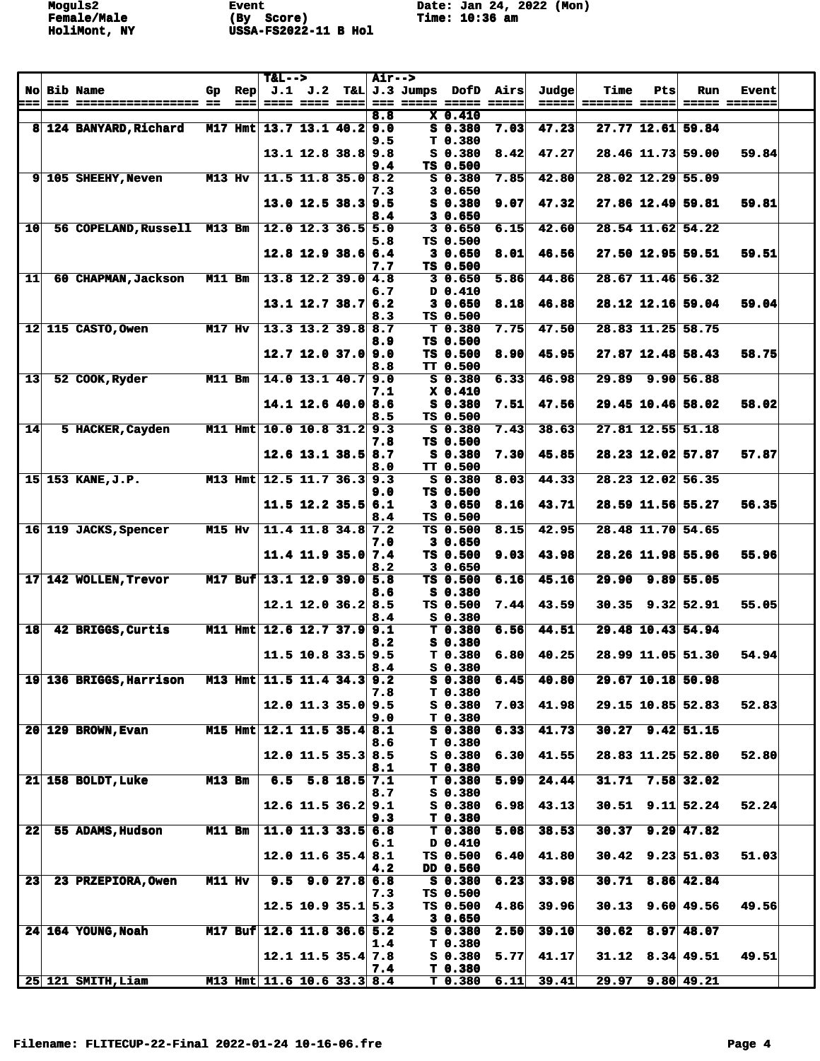Moguls2 Event Date: Jan 24, 2022 (Mon)
Female/Male (By Score) Time: 10:36 am
HoliMont, NY USSA-FS2022-11 B Hol

| No | Bib | Name | Gp | Rep | T&L--> J.1 | J.2 | T&L | Air--> J.3 | Jumps | DofD | Airs | Judge | Time | Pts | Run | Event |
|---|---|---|---|---|---|---|---|---|---|---|---|---|---|---|---|---|
| | | | | | | | | 8.8 | X | 0.410 | | | | | | |
| 8 | 124 | BANYARD,Richard | M17 | Hmt | 13.7 | 13.1 | 40.2 | 9.0 | S | 0.380 | 7.03 | 47.23 | 27.77 | 12.61 | 59.84 | |
| | | | | | | | | 9.5 | T | 0.380 | | | | | | |
| | | | | | 13.1 | 12.8 | 38.8 | 9.8 | S | 0.380 | 8.42 | 47.27 | 28.46 | 11.73 | 59.00 | 59.84 |
| | | | | | | | | 9.4 | TS | 0.500 | | | | | | |
| 9 | 105 | SHEEHY,Neven | M13 | Hv | 11.5 | 11.8 | 35.0 | 8.2 | S | 0.380 | 7.85 | 42.80 | 28.02 | 12.29 | 55.09 | |
| | | | | | | | | 7.3 | 3 | 0.650 | | | | | | |
| | | | | | 13.0 | 12.5 | 38.3 | 9.5 | S | 0.380 | 9.07 | 47.32 | 27.86 | 12.49 | 59.81 | 59.81 |
| | | | | | | | | 8.4 | 3 | 0.650 | | | | | | |
| 10 | 56 | COPELAND,Russell | M13 | Bm | 12.0 | 12.3 | 36.5 | 5.0 | 3 | 0.650 | 6.15 | 42.60 | 28.54 | 11.62 | 54.22 | |
| | | | | | | | | 5.8 | TS | 0.500 | | | | | | |
| | | | | | 12.8 | 12.9 | 38.6 | 6.4 | 3 | 0.650 | 8.01 | 46.56 | 27.50 | 12.95 | 59.51 | 59.51 |
| | | | | | | | | 7.7 | TS | 0.500 | | | | | | |
| 11 | 60 | CHAPMAN,Jackson | M11 | Bm | 13.8 | 12.2 | 39.0 | 4.8 | 3 | 0.650 | 5.86 | 44.86 | 28.67 | 11.46 | 56.32 | |
| | | | | | | | | 6.7 | D | 0.410 | | | | | | |
| | | | | | 13.1 | 12.7 | 38.7 | 6.2 | 3 | 0.650 | 8.18 | 46.88 | 28.12 | 12.16 | 59.04 | 59.04 |
| | | | | | | | | 8.3 | TS | 0.500 | | | | | | |
| 12 | 115 | CASTO,Owen | M17 | Hv | 13.3 | 13.2 | 39.8 | 8.7 | T | 0.380 | 7.75 | 47.50 | 28.83 | 11.25 | 58.75 | |
| | | | | | | | | 8.9 | TS | 0.500 | | | | | | |
| | | | | | 12.7 | 12.0 | 37.0 | 9.0 | TS | 0.500 | 8.90 | 45.95 | 27.87 | 12.48 | 58.43 | 58.75 |
| | | | | | | | | 8.8 | TT | 0.500 | | | | | | |
| 13 | 52 | COOK,Ryder | M11 | Bm | 14.0 | 13.1 | 40.7 | 9.0 | S | 0.380 | 6.33 | 46.98 | 29.89 | 9.90 | 56.88 | |
| | | | | | | | | 7.1 | X | 0.410 | | | | | | |
| | | | | | 14.1 | 12.6 | 40.0 | 8.6 | S | 0.380 | 7.51 | 47.56 | 29.45 | 10.46 | 58.02 | 58.02 |
| | | | | | | | | 8.5 | TS | 0.500 | | | | | | |
| 14 | 5 | HACKER,Cayden | M11 | Hmt | 10.0 | 10.8 | 31.2 | 9.3 | S | 0.380 | 7.43 | 38.63 | 27.81 | 12.55 | 51.18 | |
| | | | | | | | | 7.8 | TS | 0.500 | | | | | | |
| | | | | | 12.6 | 13.1 | 38.5 | 8.7 | S | 0.380 | 7.30 | 45.85 | 28.23 | 12.02 | 57.87 | 57.87 |
| | | | | | | | | 8.0 | TT | 0.500 | | | | | | |
| 15 | 153 | KANE,J.P. | M13 | Hmt | 12.5 | 11.7 | 36.3 | 9.3 | S | 0.380 | 8.03 | 44.33 | 28.23 | 12.02 | 56.35 | |
| | | | | | | | | 9.0 | TS | 0.500 | | | | | | |
| | | | | | 11.5 | 12.2 | 35.5 | 6.1 | 3 | 0.650 | 8.16 | 43.71 | 28.59 | 11.56 | 55.27 | 56.35 |
| | | | | | | | | 8.4 | TS | 0.500 | | | | | | |
| 16 | 119 | JACKS,Spencer | M15 | Hv | 11.4 | 11.8 | 34.8 | 7.2 | TS | 0.500 | 8.15 | 42.95 | 28.48 | 11.70 | 54.65 | |
| | | | | | | | | 7.0 | 3 | 0.650 | | | | | | |
| | | | | | 11.4 | 11.9 | 35.0 | 7.4 | TS | 0.500 | 9.03 | 43.98 | 28.26 | 11.98 | 55.96 | 55.96 |
| | | | | | | | | 8.2 | 3 | 0.650 | | | | | | |
| 17 | 142 | WOLLEN,Trevor | M17 | Buf | 13.1 | 12.9 | 39.0 | 5.8 | TS | 0.500 | 6.16 | 45.16 | 29.90 | 9.89 | 55.05 | |
| | | | | | | | | 8.6 | S | 0.380 | | | | | | |
| | | | | | 12.1 | 12.0 | 36.2 | 8.5 | TS | 0.500 | 7.44 | 43.59 | 30.35 | 9.32 | 52.91 | 55.05 |
| | | | | | | | | 8.4 | S | 0.380 | | | | | | |
| 18 | 42 | BRIGGS,Curtis | M11 | Hmt | 12.6 | 12.7 | 37.9 | 9.1 | T | 0.380 | 6.56 | 44.51 | 29.48 | 10.43 | 54.94 | |
| | | | | | | | | 8.2 | S | 0.380 | | | | | | |
| | | | | | 11.5 | 10.8 | 33.5 | 9.5 | T | 0.380 | 6.80 | 40.25 | 28.99 | 11.05 | 51.30 | 54.94 |
| | | | | | | | | 8.4 | S | 0.380 | | | | | | |
| 19 | 136 | BRIGGS,Harrison | M13 | Hmt | 11.5 | 11.4 | 34.3 | 9.2 | S | 0.380 | 6.45 | 40.80 | 29.67 | 10.18 | 50.98 | |
| | | | | | | | | 7.8 | T | 0.380 | | | | | | |
| | | | | | 12.0 | 11.3 | 35.0 | 9.5 | S | 0.380 | 7.03 | 41.98 | 29.15 | 10.85 | 52.83 | 52.83 |
| | | | | | | | | 9.0 | T | 0.380 | | | | | | |
| 20 | 129 | BROWN,Evan | M15 | Hmt | 12.1 | 11.5 | 35.4 | 8.1 | S | 0.380 | 6.33 | 41.73 | 30.27 | 9.42 | 51.15 | |
| | | | | | | | | 8.6 | T | 0.380 | | | | | | |
| | | | | | 12.0 | 11.5 | 35.3 | 8.5 | S | 0.380 | 6.30 | 41.55 | 28.83 | 11.25 | 52.80 | 52.80 |
| | | | | | | | | 8.1 | T | 0.380 | | | | | | |
| 21 | 158 | BOLDT,Luke | M13 | Bm | 6.5 | 5.8 | 18.5 | 7.1 | T | 0.380 | 5.99 | 24.44 | 31.71 | 7.58 | 32.02 | |
| | | | | | | | | 8.7 | S | 0.380 | | | | | | |
| | | | | | 12.6 | 11.5 | 36.2 | 9.1 | S | 0.380 | 6.98 | 43.13 | 30.51 | 9.11 | 52.24 | 52.24 |
| | | | | | | | | 9.3 | T | 0.380 | | | | | | |
| 22 | 55 | ADAMS,Hudson | M11 | Bm | 11.0 | 11.3 | 33.5 | 6.8 | T | 0.380 | 5.08 | 38.53 | 30.37 | 9.29 | 47.82 | |
| | | | | | | | | 6.1 | D | 0.410 | | | | | | |
| | | | | | 12.0 | 11.6 | 35.4 | 8.1 | TS | 0.500 | 6.40 | 41.80 | 30.42 | 9.23 | 51.03 | 51.03 |
| | | | | | | | | 4.2 | DD | 0.560 | | | | | | |
| 23 | 23 | PRZEPIORA,Owen | M11 | Hv | 9.5 | 9.0 | 27.8 | 6.8 | S | 0.380 | 6.23 | 33.98 | 30.71 | 8.86 | 42.84 | |
| | | | | | | | | 7.3 | TS | 0.500 | | | | | | |
| | | | | | 12.5 | 10.9 | 35.1 | 5.3 | TS | 0.500 | 4.86 | 39.96 | 30.13 | 9.60 | 49.56 | 49.56 |
| | | | | | | | | 3.4 | 3 | 0.650 | | | | | | |
| 24 | 164 | YOUNG,Noah | M17 | Buf | 12.6 | 11.8 | 36.6 | 5.2 | S | 0.380 | 2.50 | 39.10 | 30.62 | 8.97 | 48.07 | |
| | | | | | | | | 1.4 | T | 0.380 | | | | | | |
| | | | | | 12.1 | 11.5 | 35.4 | 7.8 | S | 0.380 | 5.77 | 41.17 | 31.12 | 8.34 | 49.51 | 49.51 |
| | | | | | | | | 7.4 | T | 0.380 | | | | | | |
| 25 | 121 | SMITH,Liam | M13 | Hmt | 11.6 | 10.6 | 33.3 | 8.4 | T | 0.380 | 6.11 | 39.41 | 29.97 | 9.80 | 49.21 | |

Filename: FLITECUP-22-Final 2022-01-24 10-16-06.fre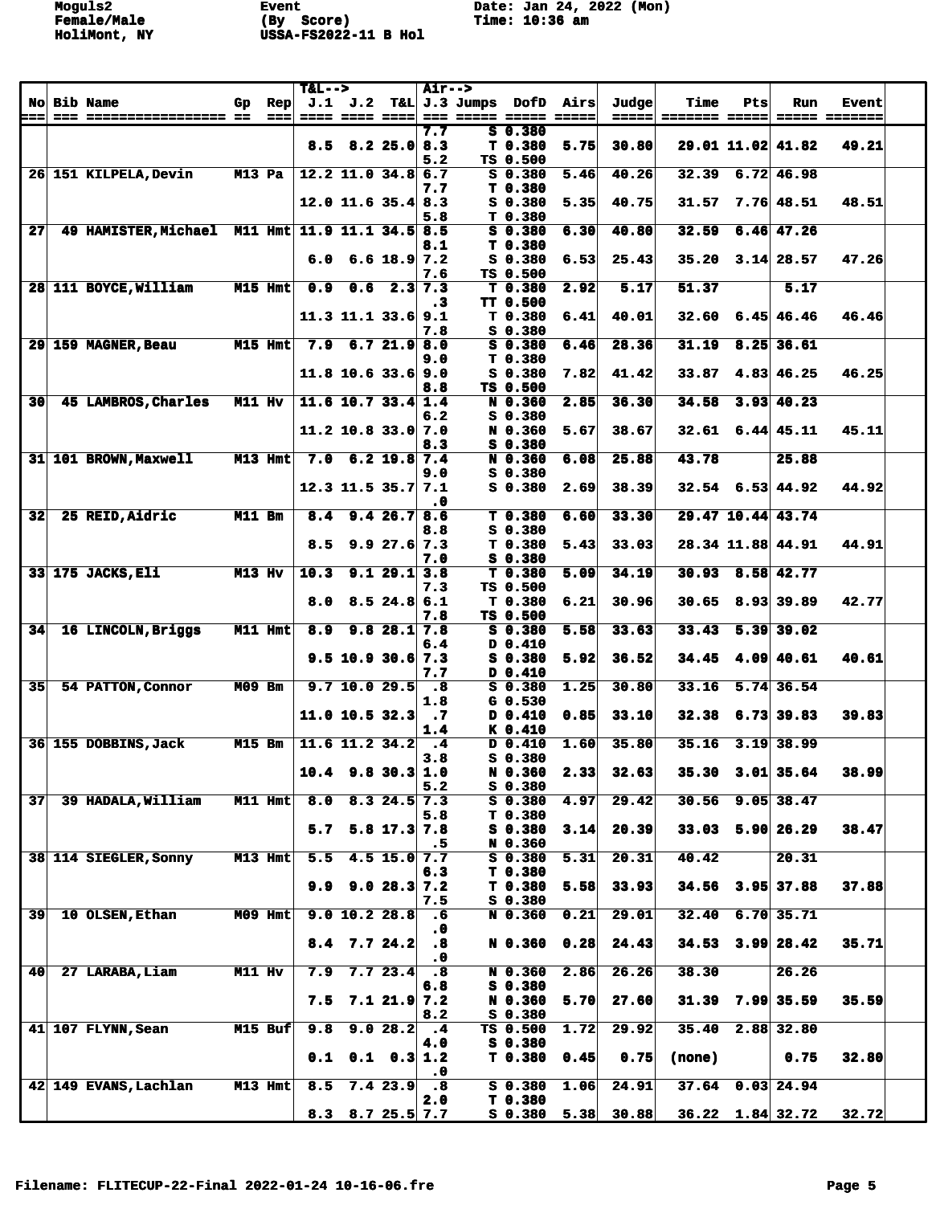Moguls2 Event Date: Jan 24, 2022 (Mon)
Female/Male (By Score) Time: 10:36 am
HoliMont, NY USSA-FS2022-11 B Hol

| No | Bib | Name | Gp | Rep | T&L--> J.1 | J.2 | T&L | Air--> J.3 | Jumps | DofD | Airs | Judge | Time | Pts | Run | Event |
|---|---|---|---|---|---|---|---|---|---|---|---|---|---|---|---|---|
| | | | | | | | | 7.7 | S | 0.380 | | | | | | |
| | | | | | 8.5 | 8.2 | 25.0 | 8.3 | T | 0.380 | 5.75 | 30.80 | 29.01 | 11.02 | 41.82 | 49.21 |
| | | | | | | | | 5.2 | TS | 0.500 | | | | | | |
| 26 | 151 | KILPELA,Devin | M13 | Pa | 12.2 | 11.0 | 34.8 | 6.7 | S | 0.380 | 5.46 | 40.26 | 32.39 | 6.72 | 46.98 | |
| | | | | | | | | 7.7 | T | 0.380 | | | | | | |
| | | | | | 12.0 | 11.6 | 35.4 | 8.3 | S | 0.380 | 5.35 | 40.75 | 31.57 | 7.76 | 48.51 | 48.51 |
| | | | | | | | | 5.8 | T | 0.380 | | | | | | |
| 27 | 49 | HAMISTER,Michael | M11 | Hmt | 11.9 | 11.1 | 34.5 | 8.5 | S | 0.380 | 6.30 | 40.80 | 32.59 | 6.46 | 47.26 | |
| | | | | | | | | 8.1 | T | 0.380 | | | | | | |
| | | | | | 6.0 | 6.6 | 18.9 | 7.2 | S | 0.380 | 6.53 | 25.43 | 35.20 | 3.14 | 28.57 | 47.26 |
| | | | | | | | | 7.6 | TS | 0.500 | | | | | | |
| 28 | 111 | BOYCE,William | M15 | Hmt | 0.9 | 0.6 | 2.3 | 7.3 | T | 0.380 | 2.92 | 5.17 | 51.37 | | 5.17 | |
| | | | | | | | | .3 | TT | 0.500 | | | | | | |
| | | | | | 11.3 | 11.1 | 33.6 | 9.1 | T | 0.380 | 6.41 | 40.01 | 32.60 | 6.45 | 46.46 | 46.46 |
| | | | | | | | | 7.8 | S | 0.380 | | | | | | |
| 29 | 159 | MAGNER,Beau | M15 | Hmt | 7.9 | 6.7 | 21.9 | 8.0 | S | 0.380 | 6.46 | 28.36 | 31.19 | 8.25 | 36.61 | |
| | | | | | | | | 9.0 | T | 0.380 | | | | | | |
| | | | | | 11.8 | 10.6 | 33.6 | 9.0 | S | 0.380 | 7.82 | 41.42 | 33.87 | 4.83 | 46.25 | 46.25 |
| | | | | | | | | 8.8 | TS | 0.500 | | | | | | |
| 30 | 45 | LAMBROS,Charles | M11 | Hv | 11.6 | 10.7 | 33.4 | 1.4 | N | 0.360 | 2.85 | 36.30 | 34.58 | 3.93 | 40.23 | |
| | | | | | | | | 6.2 | S | 0.380 | | | | | | |
| | | | | | 11.2 | 10.8 | 33.0 | 7.0 | N | 0.360 | 5.67 | 38.67 | 32.61 | 6.44 | 45.11 | 45.11 |
| | | | | | | | | 8.3 | S | 0.380 | | | | | | |
| 31 | 101 | BROWN,Maxwell | M13 | Hmt | 7.0 | 6.2 | 19.8 | 7.4 | N | 0.360 | 6.08 | 25.88 | 43.78 | | 25.88 | |
| | | | | | | | | 9.0 | S | 0.380 | | | | | | |
| | | | | | 12.3 | 11.5 | 35.7 | 7.1 | S | 0.380 | 2.69 | 38.39 | 32.54 | 6.53 | 44.92 | 44.92 |
| | | | | | | | | .0 | | | | | | | | |
| 32 | 25 | REID,Aidric | M11 | Bm | 8.4 | 9.4 | 26.7 | 8.6 | T | 0.380 | 6.60 | 33.30 | 29.47 | 10.44 | 43.74 | |
| | | | | | | | | 8.8 | S | 0.380 | | | | | | |
| | | | | | 8.5 | 9.9 | 27.6 | 7.3 | T | 0.380 | 5.43 | 33.03 | 28.34 | 11.88 | 44.91 | 44.91 |
| | | | | | | | | 7.0 | S | 0.380 | | | | | | |
| 33 | 175 | JACKS,Eli | M13 | Hv | 10.3 | 9.1 | 29.1 | 3.8 | T | 0.380 | 5.09 | 34.19 | 30.93 | 8.58 | 42.77 | |
| | | | | | | | | 7.3 | TS | 0.500 | | | | | | |
| | | | | | 8.0 | 8.5 | 24.8 | 6.1 | T | 0.380 | 6.21 | 30.96 | 30.65 | 8.93 | 39.89 | 42.77 |
| | | | | | | | | 7.8 | TS | 0.500 | | | | | | |
| 34 | 16 | LINCOLN,Briggs | M11 | Hmt | 8.9 | 9.8 | 28.1 | 7.8 | S | 0.380 | 5.58 | 33.63 | 33.43 | 5.39 | 39.02 | |
| | | | | | | | | 6.4 | D | 0.410 | | | | | | |
| | | | | | 9.5 | 10.9 | 30.6 | 7.3 | S | 0.380 | 5.92 | 36.52 | 34.45 | 4.09 | 40.61 | 40.61 |
| | | | | | | | | 7.7 | D | 0.410 | | | | | | |
| 35 | 54 | PATTON,Connor | M09 | Bm | 9.7 | 10.0 | 29.5 | .8 | S | 0.380 | 1.25 | 30.80 | 33.16 | 5.74 | 36.54 | |
| | | | | | | | | 1.8 | G | 0.530 | | | | | | |
| | | | | | 11.0 | 10.5 | 32.3 | .7 | D | 0.410 | 0.85 | 33.10 | 32.38 | 6.73 | 39.83 | 39.83 |
| | | | | | | | | 1.4 | K | 0.410 | | | | | | |
| 36 | 155 | DOBBINS,Jack | M15 | Bm | 11.6 | 11.2 | 34.2 | .4 | D | 0.410 | 1.60 | 35.80 | 35.16 | 3.19 | 38.99 | |
| | | | | | | | | 3.8 | S | 0.380 | | | | | | |
| | | | | | 10.4 | 9.8 | 30.3 | 1.0 | N | 0.360 | 2.33 | 32.63 | 35.30 | 3.01 | 35.64 | 38.99 |
| | | | | | | | | 5.2 | S | 0.380 | | | | | | |
| 37 | 39 | HADALA,William | M11 | Hmt | 8.0 | 8.3 | 24.5 | 7.3 | S | 0.380 | 4.97 | 29.42 | 30.56 | 9.05 | 38.47 | |
| | | | | | | | | 5.8 | T | 0.380 | | | | | | |
| | | | | | 5.7 | 5.8 | 17.3 | 7.8 | S | 0.380 | 3.14 | 20.39 | 33.03 | 5.90 | 26.29 | 38.47 |
| | | | | | | | | .5 | N | 0.360 | | | | | | |
| 38 | 114 | SIEGLER,Sonny | M13 | Hmt | 5.5 | 4.5 | 15.0 | 7.7 | S | 0.380 | 5.31 | 20.31 | 40.42 | | 20.31 | |
| | | | | | | | | 6.3 | T | 0.380 | | | | | | |
| | | | | | 9.9 | 9.0 | 28.3 | 7.2 | T | 0.380 | 5.58 | 33.93 | 34.56 | 3.95 | 37.88 | 37.88 |
| | | | | | | | | 7.5 | S | 0.380 | | | | | | |
| 39 | 10 | OLSEN,Ethan | M09 | Hmt | 9.0 | 10.2 | 28.8 | .6 | N | 0.360 | 0.21 | 29.01 | 32.40 | 6.70 | 35.71 | |
| | | | | | | | | .0 | | | | | | | | |
| | | | | | 8.4 | 7.7 | 24.2 | .8 | N | 0.360 | 0.28 | 24.43 | 34.53 | 3.99 | 28.42 | 35.71 |
| | | | | | | | | .0 | | | | | | | | |
| 40 | 27 | LARABA,Liam | M11 | Hv | 7.9 | 7.7 | 23.4 | .8 | N | 0.360 | 2.86 | 26.26 | 38.30 | | 26.26 | |
| | | | | | | | | 6.8 | S | 0.380 | | | | | | |
| | | | | | 7.5 | 7.1 | 21.9 | 7.2 | N | 0.360 | 5.70 | 27.60 | 31.39 | 7.99 | 35.59 | 35.59 |
| | | | | | | | | 8.2 | S | 0.380 | | | | | | |
| 41 | 107 | FLYNN,Sean | M15 | Buf | 9.8 | 9.0 | 28.2 | .4 | TS | 0.500 | 1.72 | 29.92 | 35.40 | 2.88 | 32.80 | |
| | | | | | | | | 4.0 | S | 0.380 | | | | | | |
| | | | | | 0.1 | 0.1 | 0.3 | 1.2 | T | 0.380 | 0.45 | 0.75 | (none) | | 0.75 | 32.80 |
| | | | | | | | | .0 | | | | | | | | |
| 42 | 149 | EVANS,Lachlan | M13 | Hmt | 8.5 | 7.4 | 23.9 | .8 | S | 0.380 | 1.06 | 24.91 | 37.64 | 0.03 | 24.94 | |
| | | | | | | | | 2.0 | T | 0.380 | | | | | | |
| | | | | | 8.3 | 8.7 | 25.5 | 7.7 | S | 0.380 | 5.38 | 30.88 | 36.22 | 1.84 | 32.72 | 32.72 |

Filename: FLITECUP-22-Final 2022-01-24 10-16-06.fre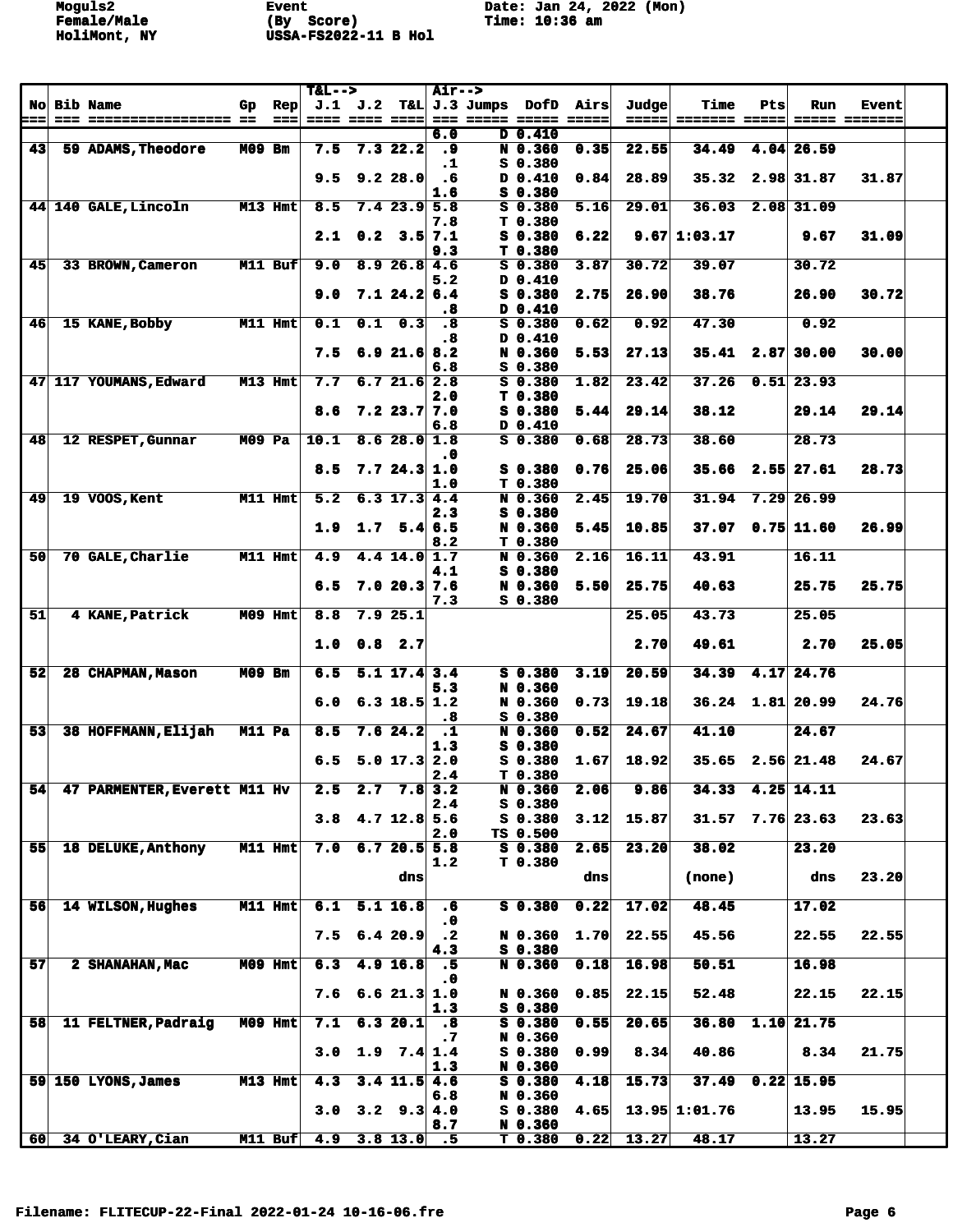Moguls2 Event Date: Jan 24, 2022 (Mon)
Female/Male (By Score) Time: 10:36 am
HoliMont, NY USSA-FS2022-11 B Hol

| No | Bib | Name | Gp | Rep | J.1 | J.2 | T&L | J.3 | Jumps | DofD | Airs | Judge | Time | Pts | Run | Event |
|---|---|---|---|---|---|---|---|---|---|---|---|---|---|---|---|---|
| | | | | | | | | 6.0 | D | 0.410 | | | | | | |
| 43 | 59 | ADAMS,Theodore | M09 | Bm | 7.5 | 7.3 | 22.2 | .9 | N | 0.360 | 0.35 | 22.55 | 34.49 | 4.04 | 26.59 | |
| | | | | | | | | .1 | S | 0.380 | | | | | | |
| | | | | | 9.5 | 9.2 | 28.0 | .6 | D | 0.410 | 0.84 | 28.89 | 35.32 | 2.98 | 31.87 | 31.87 |
| | | | | | | | | 1.6 | S | 0.380 | | | | | | |
| 44 | 140 | GALE,Lincoln | M13 | Hmt | 8.5 | 7.4 | 23.9 | 5.8 | S | 0.380 | 5.16 | 29.01 | 36.03 | 2.08 | 31.09 | |
| | | | | | | | | 7.8 | T | 0.380 | | | | | | |
| | | | | | 2.1 | 0.2 | 3.5 | 7.1 | S | 0.380 | 6.22 | 9.67 | 1:03.17 | | 9.67 | 31.09 |
| | | | | | | | | 9.3 | T | 0.380 | | | | | | |
| 45 | 33 | BROWN,Cameron | M11 | Buf | 9.0 | 8.9 | 26.8 | 4.6 | S | 0.380 | 3.87 | 30.72 | 39.07 | | 30.72 | |
| | | | | | | | | 5.2 | D | 0.410 | | | | | | |
| | | | | | 9.0 | 7.1 | 24.2 | 6.4 | S | 0.380 | 2.75 | 26.90 | 38.76 | | 26.90 | 30.72 |
| | | | | | | | | .8 | D | 0.410 | | | | | | |
| 46 | 15 | KANE,Bobby | M11 | Hmt | 0.1 | 0.1 | 0.3 | .8 | S | 0.380 | 0.62 | 0.92 | 47.30 | | 0.92 | |
| | | | | | | | | .8 | D | 0.410 | | | | | | |
| | | | | | 7.5 | 6.9 | 21.6 | 8.2 | N | 0.360 | 5.53 | 27.13 | 35.41 | 2.87 | 30.00 | 30.00 |
| | | | | | | | | 6.8 | S | 0.380 | | | | | | |
| 47 | 117 | YOUMANS,Edward | M13 | Hmt | 7.7 | 6.7 | 21.6 | 2.8 | S | 0.380 | 1.82 | 23.42 | 37.26 | 0.51 | 23.93 | |
| | | | | | | | | 2.0 | T | 0.380 | | | | | | |
| | | | | | 8.6 | 7.2 | 23.7 | 7.0 | S | 0.380 | 5.44 | 29.14 | 38.12 | | 29.14 | 29.14 |
| | | | | | | | | 6.8 | D | 0.410 | | | | | | |
| 48 | 12 | RESPET,Gunnar | M09 | Pa | 10.1 | 8.6 | 28.0 | 1.8 | S | 0.380 | 0.68 | 28.73 | 38.60 | | 28.73 | |
| | | | | | | | | .0 | | | | | | | | |
| | | | | | 8.5 | 7.7 | 24.3 | 1.0 | S | 0.380 | 0.76 | 25.06 | 35.66 | 2.55 | 27.61 | 28.73 |
| | | | | | | | | 1.0 | T | 0.380 | | | | | | |
| 49 | 19 | VOOS,Kent | M11 | Hmt | 5.2 | 6.3 | 17.3 | 4.4 | N | 0.360 | 2.45 | 19.70 | 31.94 | 7.29 | 26.99 | |
| | | | | | | | | 2.3 | S | 0.380 | | | | | | |
| | | | | | 1.9 | 1.7 | 5.4 | 6.5 | N | 0.360 | 5.45 | 10.85 | 37.07 | 0.75 | 11.60 | 26.99 |
| | | | | | | | | 8.2 | T | 0.380 | | | | | | |
| 50 | 70 | GALE,Charlie | M11 | Hmt | 4.9 | 4.4 | 14.0 | 1.7 | N | 0.360 | 2.16 | 16.11 | 43.91 | | 16.11 | |
| | | | | | | | | 4.1 | S | 0.380 | | | | | | |
| | | | | | 6.5 | 7.0 | 20.3 | 7.6 | N | 0.360 | 5.50 | 25.75 | 40.63 | | 25.75 | 25.75 |
| | | | | | | | | 7.3 | S | 0.380 | | | | | | |
| 51 | 4 | KANE,Patrick | M09 | Hmt | 8.8 | 7.9 | 25.1 | | | | | 25.05 | 43.73 | | 25.05 | |
| | | | | | 1.0 | 0.8 | 2.7 | | | | | 2.70 | 49.61 | | 2.70 | 25.05 |
| 52 | 28 | CHAPMAN,Mason | M09 | Bm | 6.5 | 5.1 | 17.4 | 3.4 | S | 0.380 | 3.19 | 20.59 | 34.39 | 4.17 | 24.76 | |
| | | | | | | | | 5.3 | N | 0.360 | | | | | | |
| | | | | | 6.0 | 6.3 | 18.5 | 1.2 | N | 0.360 | 0.73 | 19.18 | 36.24 | 1.81 | 20.99 | 24.76 |
| | | | | | | | | .8 | S | 0.380 | | | | | | |
| 53 | 38 | HOFFMANN,Elijah | M11 | Pa | 8.5 | 7.6 | 24.2 | .1 | N | 0.360 | 0.52 | 24.67 | 41.10 | | 24.67 | |
| | | | | | | | | 1.3 | S | 0.380 | | | | | | |
| | | | | | 6.5 | 5.0 | 17.3 | 2.0 | S | 0.380 | 1.67 | 18.92 | 35.65 | 2.56 | 21.48 | 24.67 |
| | | | | | | | | 2.4 | T | 0.380 | | | | | | |
| 54 | 47 | PARMENTER,Everett | M11 | Hv | 2.5 | 2.7 | 7.8 | 3.2 | N | 0.360 | 2.06 | 9.86 | 34.33 | 4.25 | 14.11 | |
| | | | | | | | | 2.4 | S | 0.380 | | | | | | |
| | | | | | 3.8 | 4.7 | 12.8 | 5.6 | S | 0.380 | 3.12 | 15.87 | 31.57 | 7.76 | 23.63 | 23.63 |
| | | | | | | | | 2.0 | TS | 0.500 | | | | | | |
| 55 | 18 | DELUKE,Anthony | M11 | Hmt | 7.0 | 6.7 | 20.5 | 5.8 | S | 0.380 | 2.65 | 23.20 | 38.02 | | 23.20 | |
| | | | | | | | | 1.2 | T | 0.380 | | | | | | |
| | | | | | | | dns | | | | dns | | (none) | | dns | 23.20 |
| 56 | 14 | WILSON,Hughes | M11 | Hmt | 6.1 | 5.1 | 16.8 | .6 | S | 0.380 | 0.22 | 17.02 | 48.45 | | 17.02 | |
| | | | | | | | | .0 | | | | | | | | |
| | | | | | 7.5 | 6.4 | 20.9 | .2 | N | 0.360 | 1.70 | 22.55 | 45.56 | | 22.55 | 22.55 |
| | | | | | | | | 4.3 | S | 0.380 | | | | | | |
| 57 | 2 | SHANAHAN,Mac | M09 | Hmt | 6.3 | 4.9 | 16.8 | .5 | N | 0.360 | 0.18 | 16.98 | 50.51 | | 16.98 | |
| | | | | | | | | .0 | | | | | | | | |
| | | | | | 7.6 | 6.6 | 21.3 | 1.0 | N | 0.360 | 0.85 | 22.15 | 52.48 | | 22.15 | 22.15 |
| | | | | | | | | 1.3 | S | 0.380 | | | | | | |
| 58 | 11 | FELTNER,Padraig | M09 | Hmt | 7.1 | 6.3 | 20.1 | .8 | S | 0.380 | 0.55 | 20.65 | 36.80 | 1.10 | 21.75 | |
| | | | | | | | | .7 | N | 0.360 | | | | | | |
| | | | | | 3.0 | 1.9 | 7.4 | 1.4 | S | 0.380 | 0.99 | 8.34 | 40.86 | | 8.34 | 21.75 |
| | | | | | | | | 1.3 | N | 0.360 | | | | | | |
| 59 | 150 | LYONS,James | M13 | Hmt | 4.3 | 3.4 | 11.5 | 4.6 | S | 0.380 | 4.18 | 15.73 | 37.49 | 0.22 | 15.95 | |
| | | | | | | | | 6.8 | N | 0.360 | | | | | | |
| | | | | | 3.0 | 3.2 | 9.3 | 4.0 | S | 0.380 | 4.65 | 13.95 | 1:01.76 | | 13.95 | 15.95 |
| | | | | | | | | 8.7 | N | 0.360 | | | | | | |
| 60 | 34 | O'LEARY,Cian | M11 | Buf | 4.9 | 3.8 | 13.0 | .5 | T | 0.380 | 0.22 | 13.27 | 48.17 | | 13.27 | |

Filename: FLITECUP-22-Final 2022-01-24 10-16-06.fre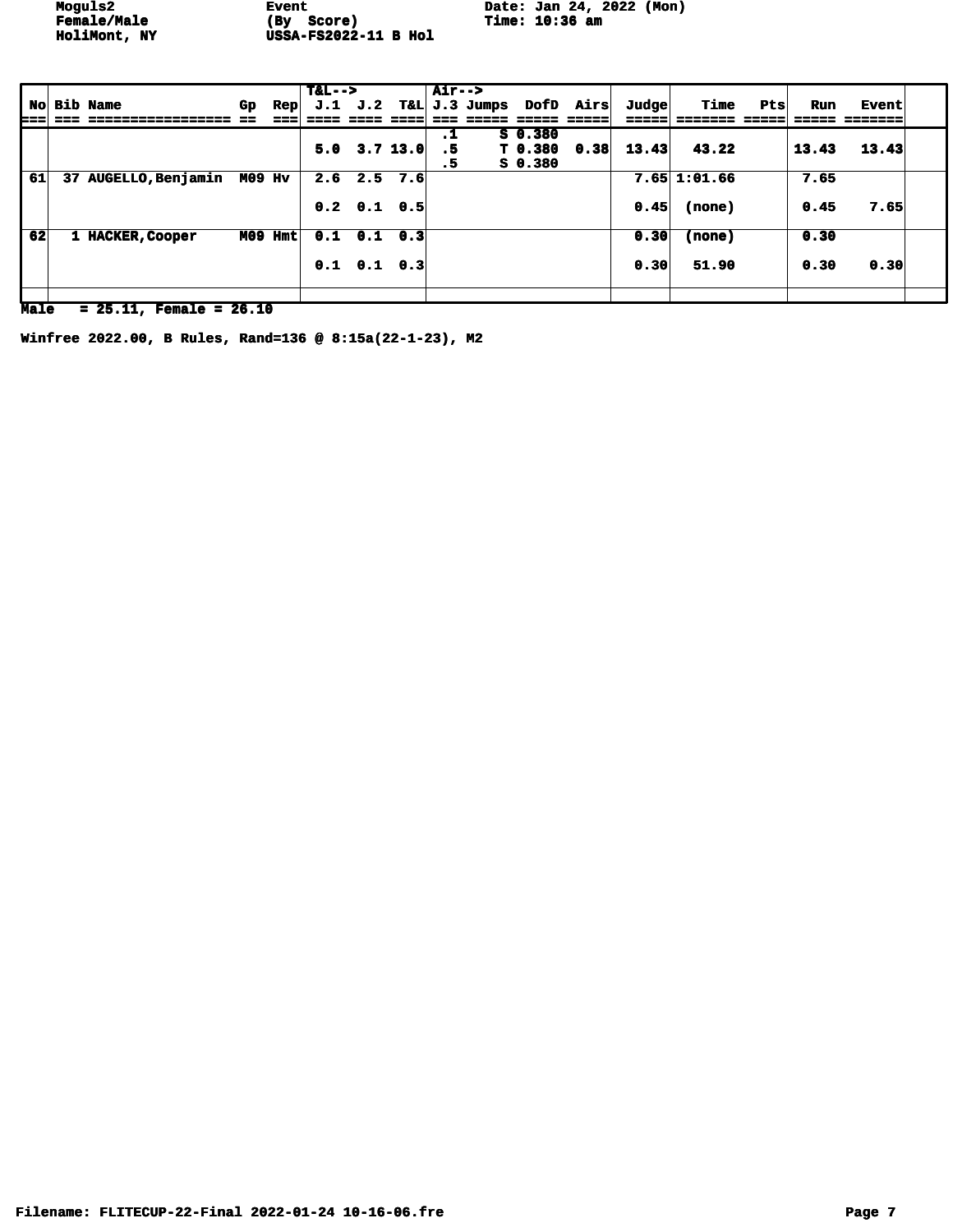Moguls2 | Event | Date: Jan 24, 2022 (Mon)
Female/Male | (By Score) | Time: 10:36 am
HoliMont, NY | USSA-FS2022-11 B Hol

| No | Bib | Name | Gp | Rep | T&L--> J.1 | J.2 | T&L | Air--> J.3 | Jumps | DofD | Airs | Judge | Time | Pts | Run | Event |
|---|---|---|---|---|---|---|---|---|---|---|---|---|---|---|---|---|
| | | | | | 5.0 | 3.7 | 13.0 | .1<br>.5<br>.5 | S<br>T<br>S | 0.380<br>0.380<br>0.380 | 0.38 | 13.43 | 43.22 | | 13.43 | 13.43 |
| 61 | 37 | AUGELLO,Benjamin | M09 | Hv | 2.6 | 2.5 | 7.6 | | | | | 7.65 | 1:01.66 | | 7.65 | |
| | | | | | 0.2 | 0.1 | 0.5 | | | | | 0.45 | (none) | | 0.45 | 7.65 |
| 62 | 1 | HACKER,Cooper | M09 | Hmt | 0.1 | 0.1 | 0.3 | | | | | 0.30 | (none) | | 0.30 | |
| | | | | | 0.1 | 0.1 | 0.3 | | | | | 0.30 | 51.90 | | 0.30 | 0.30 |

Male = 25.11, Female = 26.10

Winfree 2022.00, B Rules, Rand=136 @ 8:15a(22-1-23), M2

Filename: FLITECUP-22-Final 2022-01-24 10-16-06.fre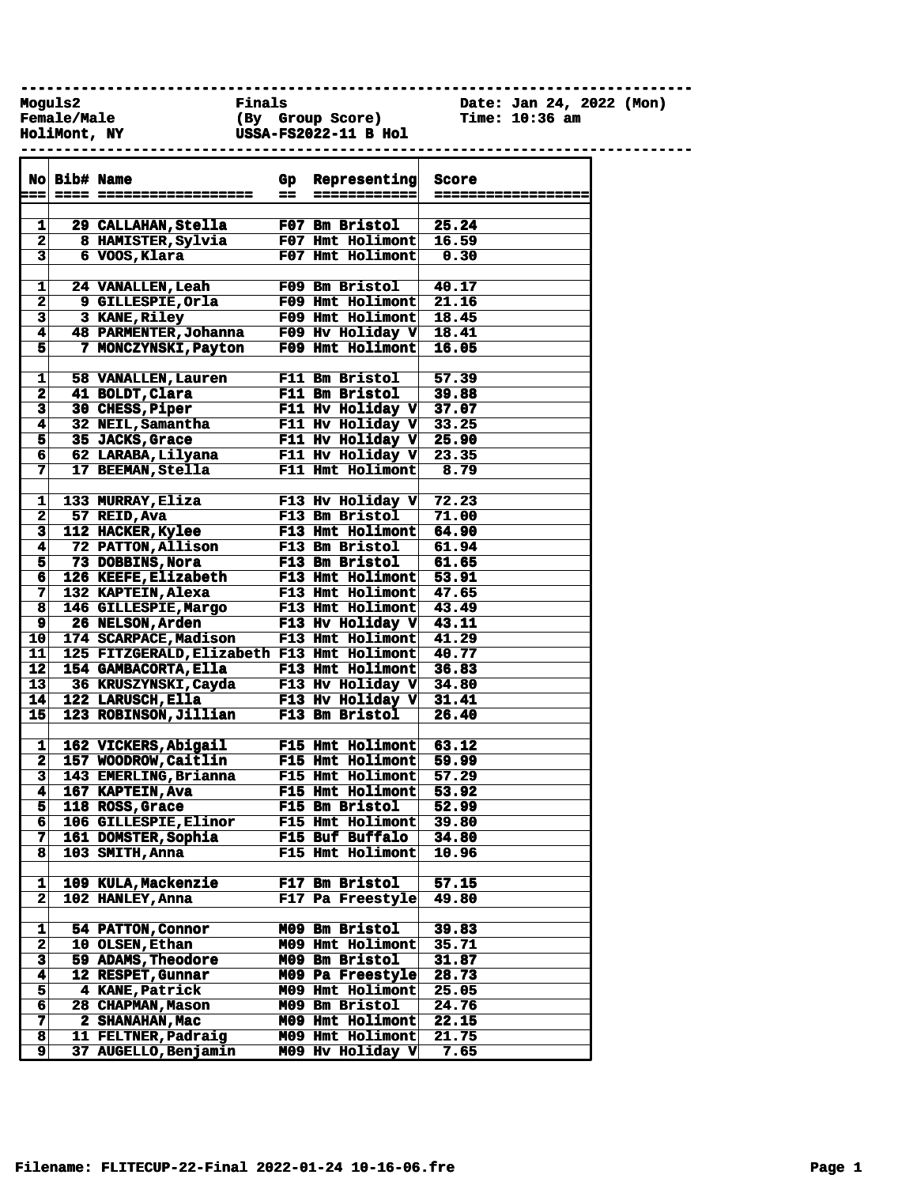Moguls2 Finals Date: Jan 24, 2022 (Mon)
Female/Male (By Group Score) Time: 10:36 am
HoliMont, NY USSA-FS2022-11 B Hol

| No | Bib# | Name | Gp | Representing | Score |
|---|---|---|---|---|---|
| 1 | 29 | CALLAHAN,Stella | F07 | Bm Bristol | 25.24 |
| 2 | 8 | HAMISTER,Sylvia | F07 | Hmt Holimont | 16.59 |
| 3 | 6 | VOOS,Klara | F07 | Hmt Holimont | 0.30 |
| | | | | | |
| 1 | 24 | VANALLEN,Leah | F09 | Bm Bristol | 40.17 |
| 2 | 9 | GILLESPIE,Orla | F09 | Hmt Holimont | 21.16 |
| 3 | 3 | KANE,Riley | F09 | Hmt Holimont | 18.45 |
| 4 | 48 | PARMENTER,Johanna | F09 | Hv Holiday V | 18.41 |
| 5 | 7 | MONCZYNSKI,Payton | F09 | Hmt Holimont | 16.05 |
| | | | | | |
| 1 | 58 | VANALLEN,Lauren | F11 | Bm Bristol | 57.39 |
| 2 | 41 | BOLDT,Clara | F11 | Bm Bristol | 39.88 |
| 3 | 30 | CHESS,Piper | F11 | Hv Holiday V | 37.07 |
| 4 | 32 | NEIL,Samantha | F11 | Hv Holiday V | 33.25 |
| 5 | 35 | JACKS,Grace | F11 | Hv Holiday V | 25.90 |
| 6 | 62 | LARABA,Lilyana | F11 | Hv Holiday V | 23.35 |
| 7 | 17 | BEEMAN,Stella | F11 | Hmt Holimont | 8.79 |
| | | | | | |
| 1 | 133 | MURRAY,Eliza | F13 | Hv Holiday V | 72.23 |
| 2 | 57 | REID,Ava | F13 | Bm Bristol | 71.00 |
| 3 | 112 | HACKER,Kylee | F13 | Hmt Holimont | 64.90 |
| 4 | 72 | PATTON,Allison | F13 | Bm Bristol | 61.94 |
| 5 | 73 | DOBBINS,Nora | F13 | Bm Bristol | 61.65 |
| 6 | 126 | KEEFE,Elizabeth | F13 | Hmt Holimont | 53.91 |
| 7 | 132 | KAPTEIN,Alexa | F13 | Hmt Holimont | 47.65 |
| 8 | 146 | GILLESPIE,Margo | F13 | Hmt Holimont | 43.49 |
| 9 | 26 | NELSON,Arden | F13 | Hv Holiday V | 43.11 |
| 10 | 174 | SCARPACE,Madison | F13 | Hmt Holimont | 41.29 |
| 11 | 125 | FITZGERALD,Elizabeth | F13 | Hmt Holimont | 40.77 |
| 12 | 154 | GAMBACORTA,Ella | F13 | Hmt Holimont | 36.83 |
| 13 | 36 | KRUSZYNSKI,Cayda | F13 | Hv Holiday V | 34.80 |
| 14 | 122 | LARUSCH,Ella | F13 | Hv Holiday V | 31.41 |
| 15 | 123 | ROBINSON,Jillian | F13 | Bm Bristol | 26.40 |
| | | | | | |
| 1 | 162 | VICKERS,Abigail | F15 | Hmt Holimont | 63.12 |
| 2 | 157 | WOODROW,Caitlin | F15 | Hmt Holimont | 59.99 |
| 3 | 143 | EMERLING,Brianna | F15 | Hmt Holimont | 57.29 |
| 4 | 167 | KAPTEIN,Ava | F15 | Hmt Holimont | 53.92 |
| 5 | 118 | ROSS,Grace | F15 | Bm Bristol | 52.99 |
| 6 | 106 | GILLESPIE,Elinor | F15 | Hmt Holimont | 39.80 |
| 7 | 161 | DOMSTER,Sophia | F15 | Buf Buffalo | 34.80 |
| 8 | 103 | SMITH,Anna | F15 | Hmt Holimont | 10.96 |
| | | | | | |
| 1 | 109 | KULA,Mackenzie | F17 | Bm Bristol | 57.15 |
| 2 | 102 | HANLEY,Anna | F17 | Pa Freestyle | 49.80 |
| | | | | | |
| 1 | 54 | PATTON,Connor | M09 | Bm Bristol | 39.83 |
| 2 | 10 | OLSEN,Ethan | M09 | Hmt Holimont | 35.71 |
| 3 | 59 | ADAMS,Theodore | M09 | Bm Bristol | 31.87 |
| 4 | 12 | RESPET,Gunnar | M09 | Pa Freestyle | 28.73 |
| 5 | 4 | KANE,Patrick | M09 | Hmt Holimont | 25.05 |
| 6 | 28 | CHAPMAN,Mason | M09 | Bm Bristol | 24.76 |
| 7 | 2 | SHANAHAN,Mac | M09 | Hmt Holimont | 22.15 |
| 8 | 11 | FELTNER,Padraig | M09 | Hmt Holimont | 21.75 |
| 9 | 37 | AUGELLO,Benjamin | M09 | Hv Holiday V | 7.65 |

Filename: FLITECUP-22-Final 2022-01-24 10-16-06.fre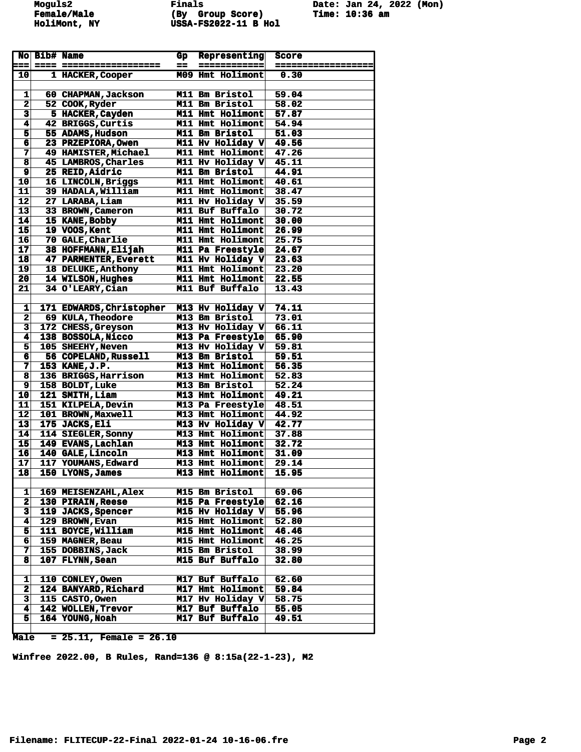Moguls2 | Finals | Date: Jan 24, 2022 (Mon)
Female/Male | (By Group Score) | Time: 10:36 am
HoliMont, NY | USSA-FS2022-11 B Hol

| No | Bib# | Name | Gp | Representing | Score |
|---|---|---|---|---|---|
| 10 | 1 | HACKER,Cooper | M09 | Hmt Holimont | 0.30 |
| | | | | | |
| 1 | 60 | CHAPMAN,Jackson | M11 | Bm Bristol | 59.04 |
| 2 | 52 | COOK,Ryder | M11 | Bm Bristol | 58.02 |
| 3 | 5 | HACKER,Cayden | M11 | Hmt Holimont | 57.87 |
| 4 | 42 | BRIGGS,Curtis | M11 | Hmt Holimont | 54.94 |
| 5 | 55 | ADAMS,Hudson | M11 | Bm Bristol | 51.03 |
| 6 | 23 | PRZEPIORA,Owen | M11 | Hv Holiday V | 49.56 |
| 7 | 49 | HAMISTER,Michael | M11 | Hmt Holimont | 47.26 |
| 8 | 45 | LAMBROS,Charles | M11 | Hv Holiday V | 45.11 |
| 9 | 25 | REID,Aidric | M11 | Bm Bristol | 44.91 |
| 10 | 16 | LINCOLN,Briggs | M11 | Hmt Holimont | 40.61 |
| 11 | 39 | HADALA,William | M11 | Hmt Holimont | 38.47 |
| 12 | 27 | LARABA,Liam | M11 | Hv Holiday V | 35.59 |
| 13 | 33 | BROWN,Cameron | M11 | Buf Buffalo | 30.72 |
| 14 | 15 | KANE,Bobby | M11 | Hmt Holimont | 30.00 |
| 15 | 19 | VOOS,Kent | M11 | Hmt Holimont | 26.99 |
| 16 | 70 | GALE,Charlie | M11 | Hmt Holimont | 25.75 |
| 17 | 38 | HOFFMANN,Elijah | M11 | Pa Freestyle | 24.67 |
| 18 | 47 | PARMENTER,Everett | M11 | Hv Holiday V | 23.63 |
| 19 | 18 | DELUKE,Anthony | M11 | Hmt Holimont | 23.20 |
| 20 | 14 | WILSON,Hughes | M11 | Hmt Holimont | 22.55 |
| 21 | 34 | O'LEARY,Cian | M11 | Buf Buffalo | 13.43 |
| | | | | | |
| 1 | 171 | EDWARDS,Christopher | M13 | Hv Holiday V | 74.11 |
| 2 | 69 | KULA,Theodore | M13 | Bm Bristol | 73.01 |
| 3 | 172 | CHESS,Greyson | M13 | Hv Holiday V | 66.11 |
| 4 | 138 | BOSSOLA,Nicco | M13 | Pa Freestyle | 65.90 |
| 5 | 105 | SHEEHY,Neven | M13 | Hv Holiday V | 59.81 |
| 6 | 56 | COPELAND,Russell | M13 | Bm Bristol | 59.51 |
| 7 | 153 | KANE,J.P. | M13 | Hmt Holimont | 56.35 |
| 8 | 136 | BRIGGS,Harrison | M13 | Hmt Holimont | 52.83 |
| 9 | 158 | BOLDT,Luke | M13 | Bm Bristol | 52.24 |
| 10 | 121 | SMITH,Liam | M13 | Hmt Holimont | 49.21 |
| 11 | 151 | KILPELA,Devin | M13 | Pa Freestyle | 48.51 |
| 12 | 101 | BROWN,Maxwell | M13 | Hmt Holimont | 44.92 |
| 13 | 175 | JACKS,Eli | M13 | Hv Holiday V | 42.77 |
| 14 | 114 | SIEGLER,Sonny | M13 | Hmt Holimont | 37.88 |
| 15 | 149 | EVANS,Lachlan | M13 | Hmt Holimont | 32.72 |
| 16 | 140 | GALE,Lincoln | M13 | Hmt Holimont | 31.09 |
| 17 | 117 | YOUMANS,Edward | M13 | Hmt Holimont | 29.14 |
| 18 | 150 | LYONS,James | M13 | Hmt Holimont | 15.95 |
| | | | | | |
| 1 | 169 | MEISENZAHL,Alex | M15 | Bm Bristol | 69.06 |
| 2 | 130 | PIRAIN,Reese | M15 | Pa Freestyle | 62.16 |
| 3 | 119 | JACKS,Spencer | M15 | Hv Holiday V | 55.96 |
| 4 | 129 | BROWN,Evan | M15 | Hmt Holimont | 52.80 |
| 5 | 111 | BOYCE,William | M15 | Hmt Holimont | 46.46 |
| 6 | 159 | MAGNER,Beau | M15 | Hmt Holimont | 46.25 |
| 7 | 155 | DOBBINS,Jack | M15 | Bm Bristol | 38.99 |
| 8 | 107 | FLYNN,Sean | M15 | Buf Buffalo | 32.80 |
| | | | | | |
| 1 | 110 | CONLEY,Owen | M17 | Buf Buffalo | 62.60 |
| 2 | 124 | BANYARD,Richard | M17 | Hmt Holimont | 59.84 |
| 3 | 115 | CASTO,Owen | M17 | Hv Holiday V | 58.75 |
| 4 | 142 | WOLLEN,Trevor | M17 | Buf Buffalo | 55.05 |
| 5 | 164 | YOUNG,Noah | M17 | Buf Buffalo | 49.51 |

Male = 25.11, Female = 26.10

Winfree 2022.00, B Rules, Rand=136 @ 8:15a(22-1-23), M2

Filename: FLITECUP-22-Final 2022-01-24 10-16-06.fre